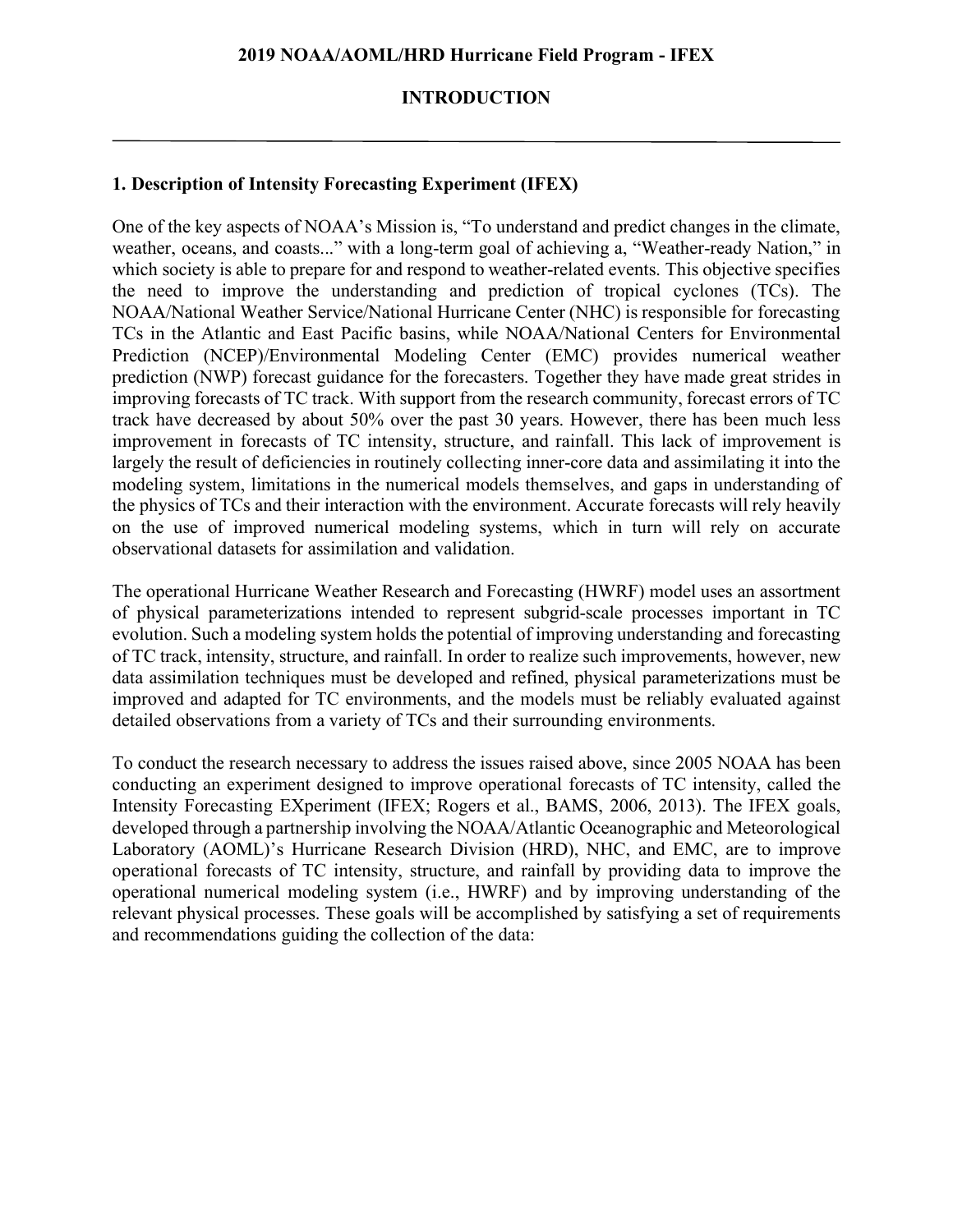# 2019 NOAA/AOML/HRD Hurricane Field Program - IFEX

## INTRODUCTION

---

### 1. Description of Intensity Forecasting Experiment (IFEX)

One of the key aspects of NOAA's Mission is, "To understand and predict changes in the climate, weather, oceans, and coasts..." with a long-term goal of achieving a, "Weather-ready Nation," in which society is able to prepare for and respond to weather-related events. This objective specifies the need to improve the understanding and prediction of tropical cyclones (TCs). The NOAA/National Weather Service/National Hurricane Center (NHC) is responsible for forecasting TCs in the Atlantic and East Pacific basins, while NOAA/National Centers for Environmental Prediction (NCEP)/Environmental Modeling Center (EMC) provides numerical weather prediction (NWP) forecast guidance for the forecasters. Together they have made great strides in improving forecasts of TC track. With support from the research community, forecast errors of TC track have decreased by about 50% over the past 30 years. However, there has been much less improvement in forecasts of TC intensity, structure, and rainfall. This lack of improvement is largely the result of deficiencies in routinely collecting inner-core data and assimilating it into the modeling system, limitations in the numerical models themselves, and gaps in understanding of the physics of TCs and their interaction with the environment. Accurate forecasts will rely heavily on the use of improved numerical modeling systems, which in turn will rely on accurate observational datasets for assimilation and validation.

The operational Hurricane Weather Research and Forecasting (HWRF) model uses an assortment of physical parameterizations intended to represent subgrid-scale processes important in TC evolution. Such a modeling system holds the potential of improving understanding and forecasting of TC track, intensity, structure, and rainfall. In order to realize such improvements, however, new data assimilation techniques must be developed and refined, physical parameterizations must be improved and adapted for TC environments, and the models must be reliably evaluated against detailed observations from a variety of TCs and their surrounding environments.

To conduct the research necessary to address the issues raised above, since 2005 NOAA has been conducting an experiment designed to improve operational forecasts of TC intensity, called the Intensity Forecasting EXperiment (IFEX; Rogers et al., BAMS, 2006, 2013). The IFEX goals, developed through a partnership involving the NOAA/Atlantic Oceanographic and Meteorological Laboratory (AOML)'s Hurricane Research Division (HRD), NHC, and EMC, are to improve operational forecasts of TC intensity, structure, and rainfall by providing data to improve the operational numerical modeling system (i.e., HWRF) and by improving understanding of the relevant physical processes. These goals will be accomplished by satisfying a set of requirements and recommendations guiding the collection of the data: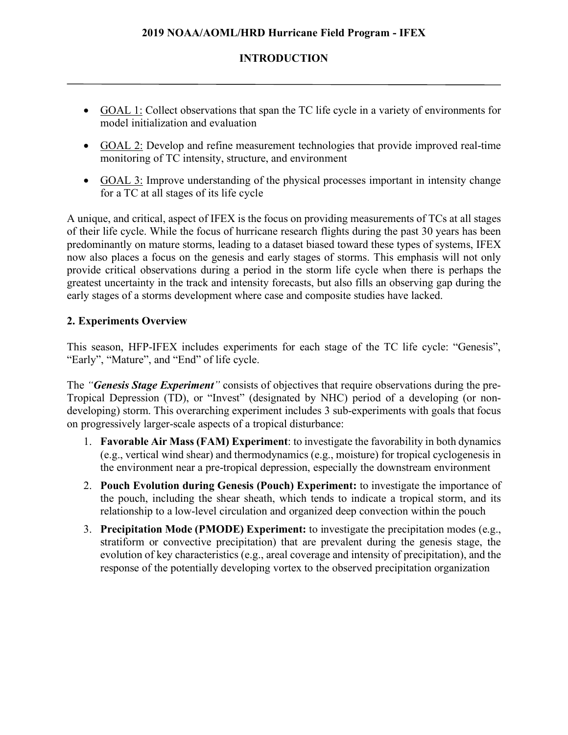- GOAL 1: Collect observations that span the TC life cycle in a variety of environments for model initialization and evaluation
- GOAL 2: Develop and refine measurement technologies that provide improved real-time monitoring of TC intensity, structure, and environment
- GOAL 3: Improve understanding of the physical processes important in intensity change for a TC at all stages of its life cycle

A unique, and critical, aspect of IFEX is the focus on providing measurements of TCs at all stages of their life cycle. While the focus of hurricane research flights during the past 30 years has been predominantly on mature storms, leading to a dataset biased toward these types of systems, IFEX now also places a focus on the genesis and early stages of storms. This emphasis will not only provide critical observations during a period in the storm life cycle when there is perhaps the greatest uncertainty in the track and intensity forecasts, but also fills an observing gap during the early stages of a storms development where case and composite studies have lacked.

## 2. Experiments Overview

This season, HFP-IFEX includes experiments for each stage of the TC life cycle: "Genesis", "Early", "Mature", and "End" of life cycle.

The *"**Genesis Stage Experiment**"* consists of objectives that require observations during the pre-Tropical Depression (TD), or "Invest" (designated by NHC) period of a developing (or non-developing) storm. This overarching experiment includes 3 sub-experiments with goals that focus on progressively larger-scale aspects of a tropical disturbance:

1. **Favorable Air Mass (FAM) Experiment**: to investigate the favorability in both dynamics (e.g., vertical wind shear) and thermodynamics (e.g., moisture) for tropical cyclogenesis in the environment near a pre-tropical depression, especially the downstream environment
2. **Pouch Evolution during Genesis (Pouch) Experiment:** to investigate the importance of the pouch, including the shear sheath, which tends to indicate a tropical storm, and its relationship to a low-level circulation and organized deep convection within the pouch
3. **Precipitation Mode (PMODE) Experiment:** to investigate the precipitation modes (e.g., stratiform or convective precipitation) that are prevalent during the genesis stage, the evolution of key characteristics (e.g., areal coverage and intensity of precipitation), and the response of the potentially developing vortex to the observed precipitation organization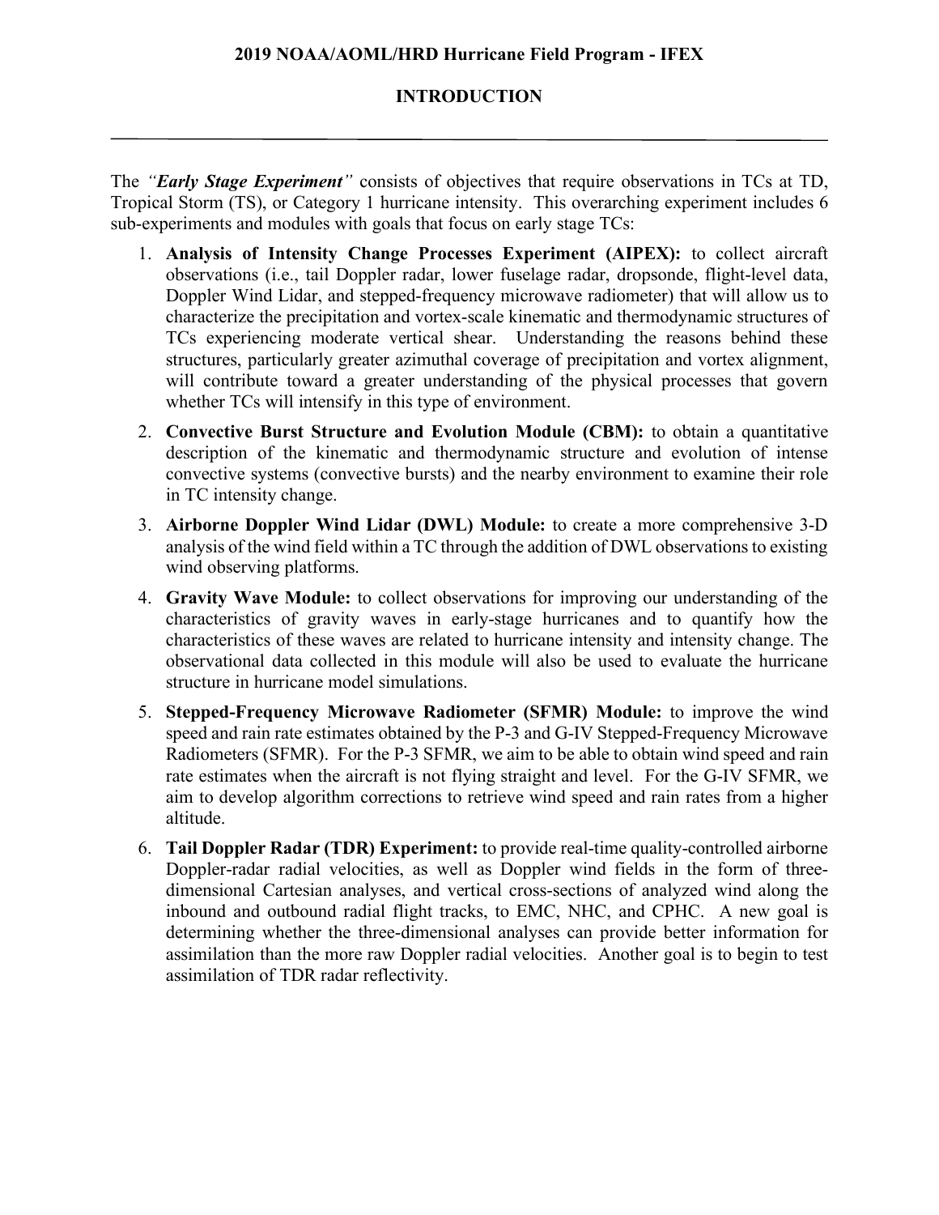## INTRODUCTION

The *"**Early Stage Experiment**"* consists of objectives that require observations in TCs at TD, Tropical Storm (TS), or Category 1 hurricane intensity. This overarching experiment includes 6 sub-experiments and modules with goals that focus on early stage TCs:

1. **Analysis of Intensity Change Processes Experiment (AIPEX):** to collect aircraft observations (i.e., tail Doppler radar, lower fuselage radar, dropsonde, flight-level data, Doppler Wind Lidar, and stepped-frequency microwave radiometer) that will allow us to characterize the precipitation and vortex-scale kinematic and thermodynamic structures of TCs experiencing moderate vertical shear. Understanding the reasons behind these structures, particularly greater azimuthal coverage of precipitation and vortex alignment, will contribute toward a greater understanding of the physical processes that govern whether TCs will intensify in this type of environment.
2. **Convective Burst Structure and Evolution Module (CBM):** to obtain a quantitative description of the kinematic and thermodynamic structure and evolution of intense convective systems (convective bursts) and the nearby environment to examine their role in TC intensity change.
3. **Airborne Doppler Wind Lidar (DWL) Module:** to create a more comprehensive 3-D analysis of the wind field within a TC through the addition of DWL observations to existing wind observing platforms.
4. **Gravity Wave Module:** to collect observations for improving our understanding of the characteristics of gravity waves in early-stage hurricanes and to quantify how the characteristics of these waves are related to hurricane intensity and intensity change. The observational data collected in this module will also be used to evaluate the hurricane structure in hurricane model simulations.
5. **Stepped-Frequency Microwave Radiometer (SFMR) Module:** to improve the wind speed and rain rate estimates obtained by the P-3 and G-IV Stepped-Frequency Microwave Radiometers (SFMR). For the P-3 SFMR, we aim to be able to obtain wind speed and rain rate estimates when the aircraft is not flying straight and level. For the G-IV SFMR, we aim to develop algorithm corrections to retrieve wind speed and rain rates from a higher altitude.
6. **Tail Doppler Radar (TDR) Experiment:** to provide real-time quality-controlled airborne Doppler-radar radial velocities, as well as Doppler wind fields in the form of three-dimensional Cartesian analyses, and vertical cross-sections of analyzed wind along the inbound and outbound radial flight tracks, to EMC, NHC, and CPHC. A new goal is determining whether the three-dimensional analyses can provide better information for assimilation than the more raw Doppler radial velocities. Another goal is to begin to test assimilation of TDR radar reflectivity.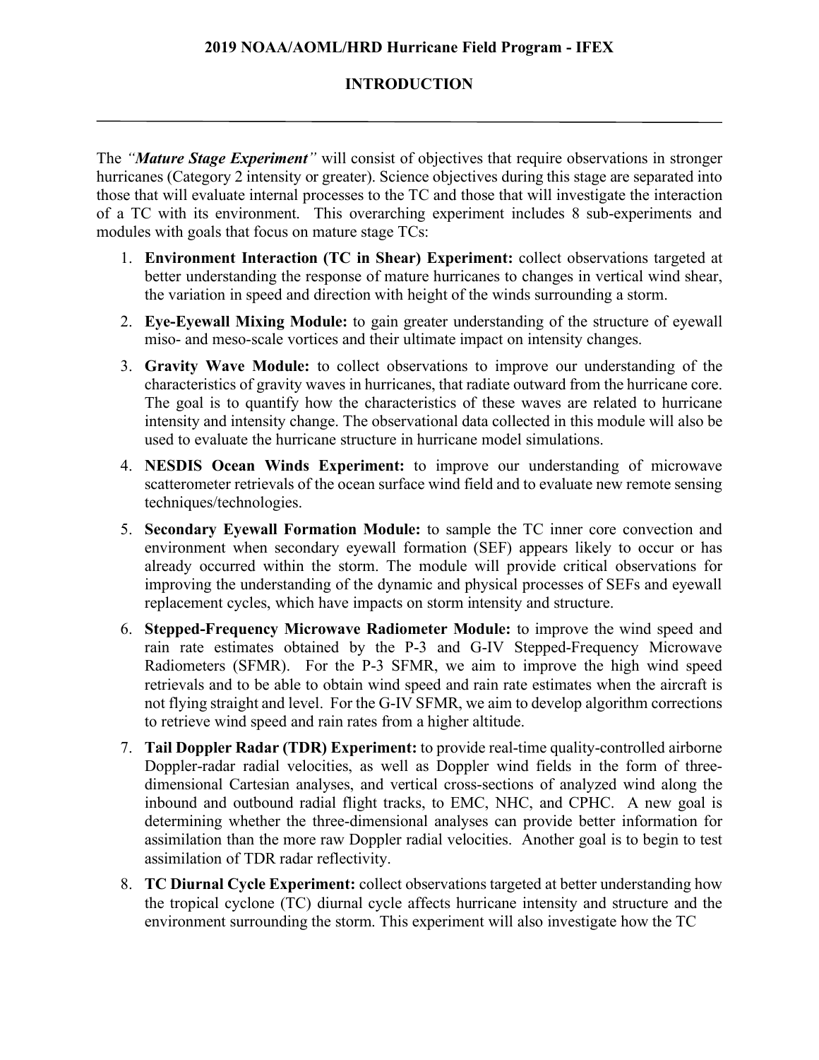## INTRODUCTION

The *"**Mature Stage Experiment**"* will consist of objectives that require observations in stronger hurricanes (Category 2 intensity or greater). Science objectives during this stage are separated into those that will evaluate internal processes to the TC and those that will investigate the interaction of a TC with its environment. This overarching experiment includes 8 sub-experiments and modules with goals that focus on mature stage TCs:

1. **Environment Interaction (TC in Shear) Experiment:** collect observations targeted at better understanding the response of mature hurricanes to changes in vertical wind shear, the variation in speed and direction with height of the winds surrounding a storm.
2. **Eye-Eyewall Mixing Module:** to gain greater understanding of the structure of eyewall miso- and meso-scale vortices and their ultimate impact on intensity changes.
3. **Gravity Wave Module:** to collect observations to improve our understanding of the characteristics of gravity waves in hurricanes, that radiate outward from the hurricane core. The goal is to quantify how the characteristics of these waves are related to hurricane intensity and intensity change. The observational data collected in this module will also be used to evaluate the hurricane structure in hurricane model simulations.
4. **NESDIS Ocean Winds Experiment:** to improve our understanding of microwave scatterometer retrievals of the ocean surface wind field and to evaluate new remote sensing techniques/technologies.
5. **Secondary Eyewall Formation Module:** to sample the TC inner core convection and environment when secondary eyewall formation (SEF) appears likely to occur or has already occurred within the storm. The module will provide critical observations for improving the understanding of the dynamic and physical processes of SEFs and eyewall replacement cycles, which have impacts on storm intensity and structure.
6. **Stepped-Frequency Microwave Radiometer Module:** to improve the wind speed and rain rate estimates obtained by the P-3 and G-IV Stepped-Frequency Microwave Radiometers (SFMR). For the P-3 SFMR, we aim to improve the high wind speed retrievals and to be able to obtain wind speed and rain rate estimates when the aircraft is not flying straight and level. For the G-IV SFMR, we aim to develop algorithm corrections to retrieve wind speed and rain rates from a higher altitude.
7. **Tail Doppler Radar (TDR) Experiment:** to provide real-time quality-controlled airborne Doppler-radar radial velocities, as well as Doppler wind fields in the form of three-dimensional Cartesian analyses, and vertical cross-sections of analyzed wind along the inbound and outbound radial flight tracks, to EMC, NHC, and CPHC. A new goal is determining whether the three-dimensional analyses can provide better information for assimilation than the more raw Doppler radial velocities. Another goal is to begin to test assimilation of TDR radar reflectivity.
8. **TC Diurnal Cycle Experiment:** collect observations targeted at better understanding how the tropical cyclone (TC) diurnal cycle affects hurricane intensity and structure and the environment surrounding the storm. This experiment will also investigate how the TC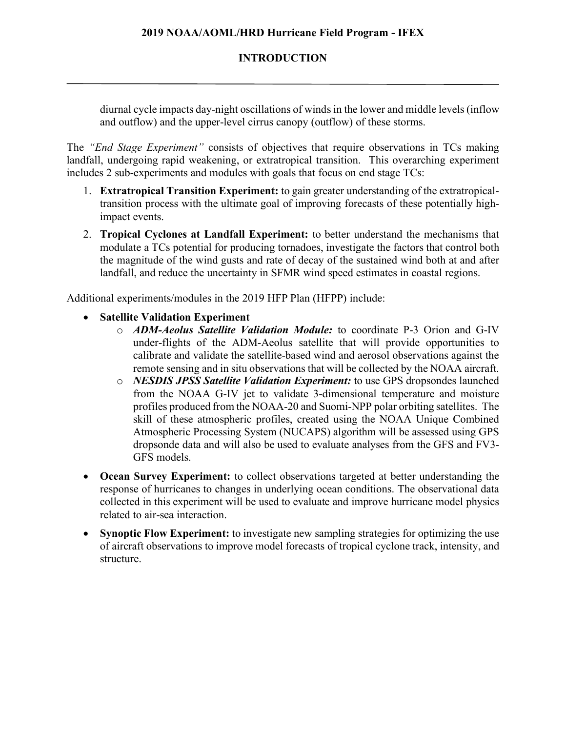diurnal cycle impacts day-night oscillations of winds in the lower and middle levels (inflow and outflow) and the upper-level cirrus canopy (outflow) of these storms.

The *"End Stage Experiment"* consists of objectives that require observations in TCs making landfall, undergoing rapid weakening, or extratropical transition. This overarching experiment includes 2 sub-experiments and modules with goals that focus on end stage TCs:

1. **Extratropical Transition Experiment:** to gain greater understanding of the extratropical-transition process with the ultimate goal of improving forecasts of these potentially high-impact events.
2. **Tropical Cyclones at Landfall Experiment:** to better understand the mechanisms that modulate a TCs potential for producing tornadoes, investigate the factors that control both the magnitude of the wind gusts and rate of decay of the sustained wind both at and after landfall, and reduce the uncertainty in SFMR wind speed estimates in coastal regions.

Additional experiments/modules in the 2019 HFP Plan (HFPP) include:

- **Satellite Validation Experiment**
  - ***ADM-Aeolus Satellite Validation Module:*** to coordinate P-3 Orion and G-IV under-flights of the ADM-Aeolus satellite that will provide opportunities to calibrate and validate the satellite-based wind and aerosol observations against the remote sensing and in situ observations that will be collected by the NOAA aircraft.
  - ***NESDIS JPSS Satellite Validation Experiment:*** to use GPS dropsondes launched from the NOAA G-IV jet to validate 3-dimensional temperature and moisture profiles produced from the NOAA-20 and Suomi-NPP polar orbiting satellites. The skill of these atmospheric profiles, created using the NOAA Unique Combined Atmospheric Processing System (NUCAPS) algorithm will be assessed using GPS dropsonde data and will also be used to evaluate analyses from the GFS and FV3-GFS models.
- **Ocean Survey Experiment:** to collect observations targeted at better understanding the response of hurricanes to changes in underlying ocean conditions. The observational data collected in this experiment will be used to evaluate and improve hurricane model physics related to air-sea interaction.
- **Synoptic Flow Experiment:** to investigate new sampling strategies for optimizing the use of aircraft observations to improve model forecasts of tropical cyclone track, intensity, and structure.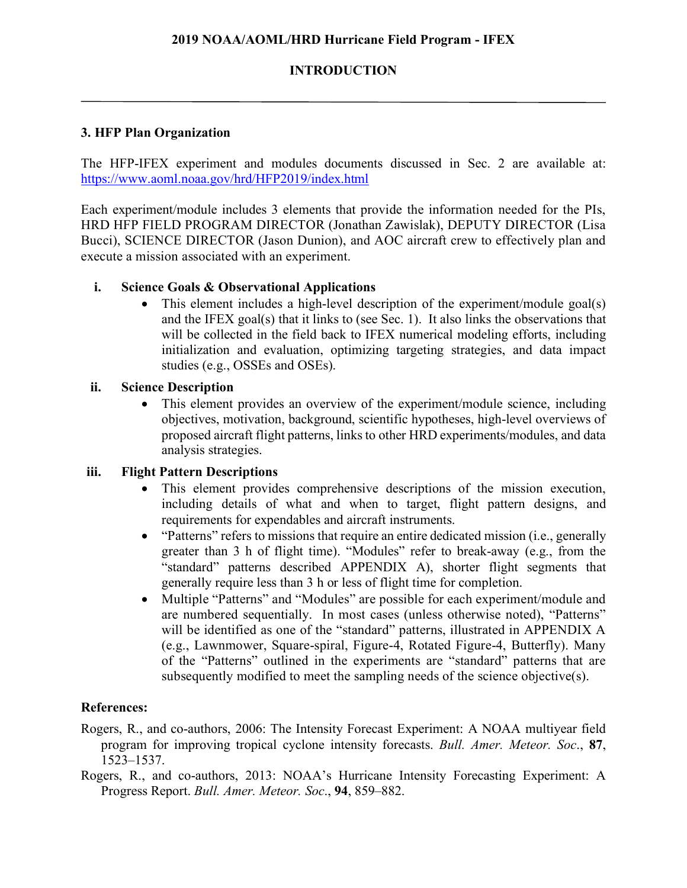## 3. HFP Plan Organization

The HFP-IFEX experiment and modules documents discussed in Sec. 2 are available at: https://www.aoml.noaa.gov/hrd/HFP2019/index.html

Each experiment/module includes 3 elements that provide the information needed for the PIs, HRD HFP FIELD PROGRAM DIRECTOR (Jonathan Zawislak), DEPUTY DIRECTOR (Lisa Bucci), SCIENCE DIRECTOR (Jason Dunion), and AOC aircraft crew to effectively plan and execute a mission associated with an experiment.

**i. Science Goals & Observational Applications**

- This element includes a high-level description of the experiment/module goal(s) and the IFEX goal(s) that it links to (see Sec. 1). It also links the observations that will be collected in the field back to IFEX numerical modeling efforts, including initialization and evaluation, optimizing targeting strategies, and data impact studies (e.g., OSSEs and OSEs).

**ii. Science Description**

- This element provides an overview of the experiment/module science, including objectives, motivation, background, scientific hypotheses, high-level overviews of proposed aircraft flight patterns, links to other HRD experiments/modules, and data analysis strategies.

**iii. Flight Pattern Descriptions**

- This element provides comprehensive descriptions of the mission execution, including details of what and when to target, flight pattern designs, and requirements for expendables and aircraft instruments.
- "Patterns" refers to missions that require an entire dedicated mission (i.e., generally greater than 3 h of flight time). "Modules" refer to break-away (e.g., from the "standard" patterns described APPENDIX A), shorter flight segments that generally require less than 3 h or less of flight time for completion.
- Multiple "Patterns" and "Modules" are possible for each experiment/module and are numbered sequentially. In most cases (unless otherwise noted), "Patterns" will be identified as one of the "standard" patterns, illustrated in APPENDIX A (e.g., Lawnmower, Square-spiral, Figure-4, Rotated Figure-4, Butterfly). Many of the "Patterns" outlined in the experiments are "standard" patterns that are subsequently modified to meet the sampling needs of the science objective(s).

**References:**

Rogers, R., and co-authors, 2006: The Intensity Forecast Experiment: A NOAA multiyear field program for improving tropical cyclone intensity forecasts. *Bull. Amer. Meteor. Soc*., **87**, 1523–1537.

Rogers, R., and co-authors, 2013: NOAA's Hurricane Intensity Forecasting Experiment: A Progress Report. *Bull. Amer. Meteor. Soc*., **94**, 859–882.